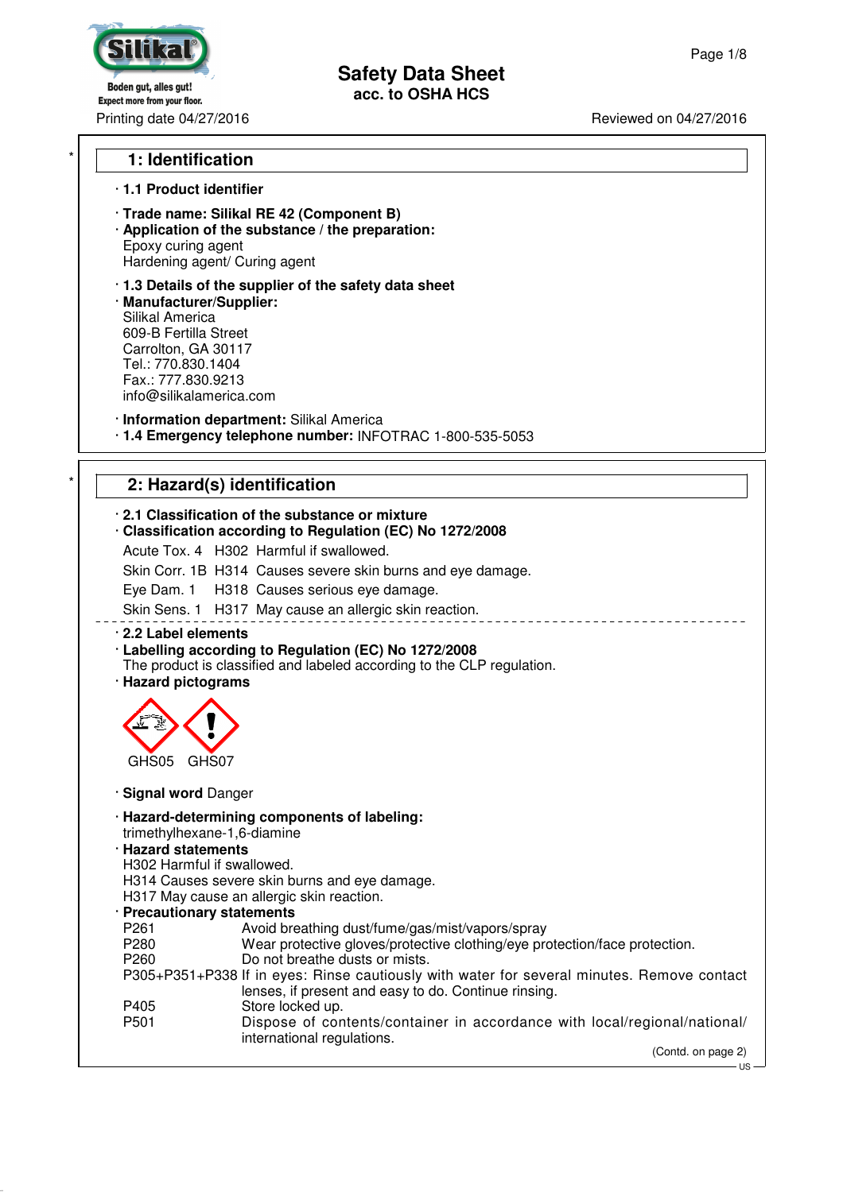Boden gut, alles gut!
Expect more from your floor.

Printing date 04/27/2016

# Safety Data Sheet
## acc. to OSHA HCS

Reviewed on 04/27/2016

## 1: Identification

· **1.1 Product identifier**

· **Trade name: Silikal RE 42 (Component B)**
· **Application of the substance / the preparation:**
Epoxy curing agent
Hardening agent/ Curing agent

· **1.3 Details of the supplier of the safety data sheet**
· **Manufacturer/Supplier:**
Silikal America
609-B Fertilla Street
Carrolton, GA 30117
Tel.: 770.830.1404
Fax.: 777.830.9213
info@silikalamerica.com

· **Information department:** Silikal America
· **1.4 Emergency telephone number:** INFOTRAC 1-800-535-5053

## 2: Hazard(s) identification

· **2.1 Classification of the substance or mixture**
· **Classification according to Regulation (EC) No 1272/2008**

Acute Tox. 4 H302 Harmful if swallowed.

Skin Corr. 1B H314 Causes severe skin burns and eye damage.

Eye Dam. 1 H318 Causes serious eye damage.

Skin Sens. 1 H317 May cause an allergic skin reaction.

· **2.2 Label elements**
· **Labelling according to Regulation (EC) No 1272/2008**
The product is classified and labeled according to the CLP regulation.
· **Hazard pictograms**

GHS05 GHS07

· **Signal word** Danger

· **Hazard-determining components of labeling:**
trimethylhexane-1,6-diamine
· **Hazard statements**
H302 Harmful if swallowed.
H314 Causes severe skin burns and eye damage.
H317 May cause an allergic skin reaction.
· **Precautionary statements**

| | |
|---|---|
| P261 | Avoid breathing dust/fume/gas/mist/vapors/spray |
| P280 | Wear protective gloves/protective clothing/eye protection/face protection. |
| P260 | Do not breathe dusts or mists. |
| P305+P351+P338 | If in eyes: Rinse cautiously with water for several minutes. Remove contact lenses, if present and easy to do. Continue rinsing. |
| P405 | Store locked up. |
| P501 | Dispose of contents/container in accordance with local/regional/national/ international regulations. |

(Contd. on page 2)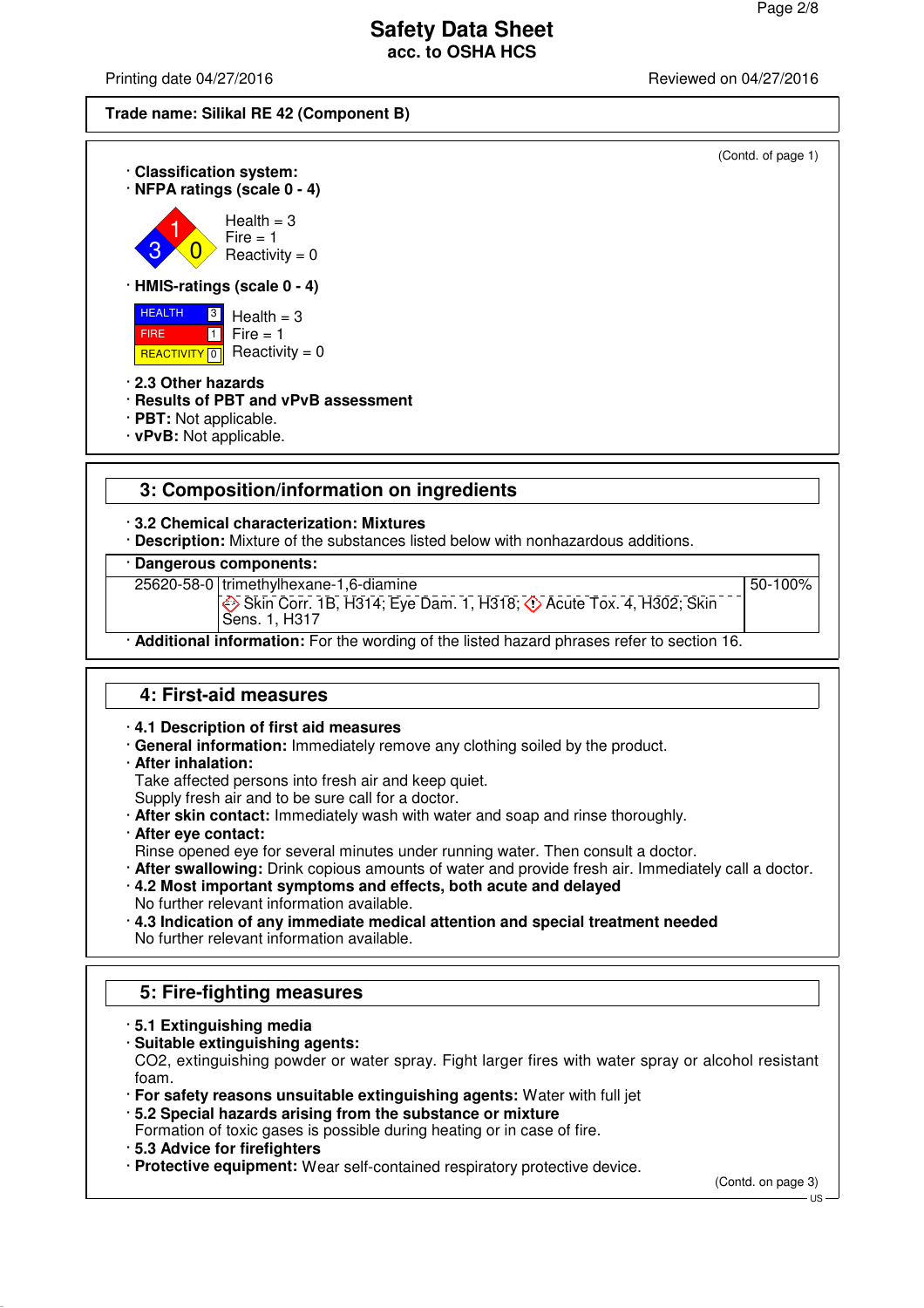# Safety Data Sheet
## acc. to OSHA HCS

Printing date 04/27/2016 | Reviewed on 04/27/2016

**Trade name: Silikal RE 42 (Component B)**

(Contd. of page 1)

· **Classification system:**

· **NFPA ratings (scale 0 - 4)**

Health = 3
Fire = 1
Reactivity = 0

· **HMIS-ratings (scale 0 - 4)**

| | | |
|---|---|---|
| HEALTH | 3 | Health = 3 |
| FIRE | 1 | Fire = 1 |
| REACTIVITY | 0 | Reactivity = 0 |

· **2.3 Other hazards**

· **Results of PBT and vPvB assessment**

· **PBT:** Not applicable.

· **vPvB:** Not applicable.

## 3: Composition/information on ingredients

· **3.2 Chemical characterization: Mixtures**

· **Description:** Mixture of the substances listed below with nonhazardous additions.

· **Dangerous components:**

| | | |
|---|---|---|
| 25620-58-0 | trimethylhexane-1,6-diamine<br>Skin Corr. 1B, H314; Eye Dam. 1, H318; Acute Tox. 4, H302; Skin Sens. 1, H317 | 50-100% |

· **Additional information:** For the wording of the listed hazard phrases refer to section 16.

## 4: First-aid measures

· **4.1 Description of first aid measures**

· **General information:** Immediately remove any clothing soiled by the product.

· **After inhalation:**
Take affected persons into fresh air and keep quiet.
Supply fresh air and to be sure call for a doctor.

· **After skin contact:** Immediately wash with water and soap and rinse thoroughly.

· **After eye contact:**
Rinse opened eye for several minutes under running water. Then consult a doctor.

· **After swallowing:** Drink copious amounts of water and provide fresh air. Immediately call a doctor.

· **4.2 Most important symptoms and effects, both acute and delayed**
No further relevant information available.

· **4.3 Indication of any immediate medical attention and special treatment needed**
No further relevant information available.

## 5: Fire-fighting measures

· **5.1 Extinguishing media**

· **Suitable extinguishing agents:**
CO2, extinguishing powder or water spray. Fight larger fires with water spray or alcohol resistant foam.

· **For safety reasons unsuitable extinguishing agents:** Water with full jet

· **5.2 Special hazards arising from the substance or mixture**
Formation of toxic gases is possible during heating or in case of fire.

· **5.3 Advice for firefighters**

· **Protective equipment:** Wear self-contained respiratory protective device.

(Contd. on page 3)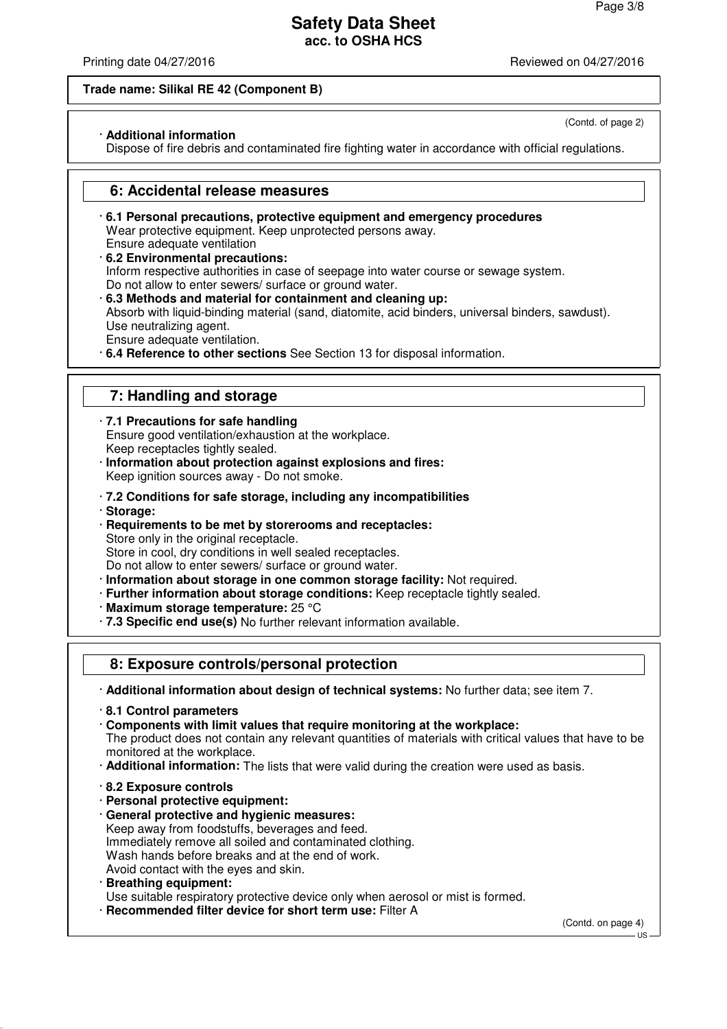Trade name: Silikal RE 42 (Component B)

(Contd. of page 2)

· **Additional information**
Dispose of fire debris and contaminated fire fighting water in accordance with official regulations.

## 6: Accidental release measures

· **6.1 Personal precautions, protective equipment and emergency procedures**
Wear protective equipment. Keep unprotected persons away.
Ensure adequate ventilation
· **6.2 Environmental precautions:**
Inform respective authorities in case of seepage into water course or sewage system.
Do not allow to enter sewers/ surface or ground water.
· **6.3 Methods and material for containment and cleaning up:**
Absorb with liquid-binding material (sand, diatomite, acid binders, universal binders, sawdust).
Use neutralizing agent.
Ensure adequate ventilation.
· **6.4 Reference to other sections** See Section 13 for disposal information.

## 7: Handling and storage

· **7.1 Precautions for safe handling**
Ensure good ventilation/exhaustion at the workplace.
Keep receptacles tightly sealed.
· **Information about protection against explosions and fires:**
Keep ignition sources away - Do not smoke.

· **7.2 Conditions for safe storage, including any incompatibilities**
· **Storage:**
· **Requirements to be met by storerooms and receptacles:**
Store only in the original receptacle.
Store in cool, dry conditions in well sealed receptacles.
Do not allow to enter sewers/ surface or ground water.
· **Information about storage in one common storage facility:** Not required.
· **Further information about storage conditions:** Keep receptacle tightly sealed.
· **Maximum storage temperature:** 25 °C
· **7.3 Specific end use(s)** No further relevant information available.

## 8: Exposure controls/personal protection

· **Additional information about design of technical systems:** No further data; see item 7.

· **8.1 Control parameters**
· **Components with limit values that require monitoring at the workplace:**
The product does not contain any relevant quantities of materials with critical values that have to be monitored at the workplace.
· **Additional information:** The lists that were valid during the creation were used as basis.

· **8.2 Exposure controls**
· **Personal protective equipment:**
· **General protective and hygienic measures:**
Keep away from foodstuffs, beverages and feed.
Immediately remove all soiled and contaminated clothing.
Wash hands before breaks and at the end of work.
Avoid contact with the eyes and skin.
· **Breathing equipment:**
Use suitable respiratory protective device only when aerosol or mist is formed.
· **Recommended filter device for short term use:** Filter A

(Contd. on page 4)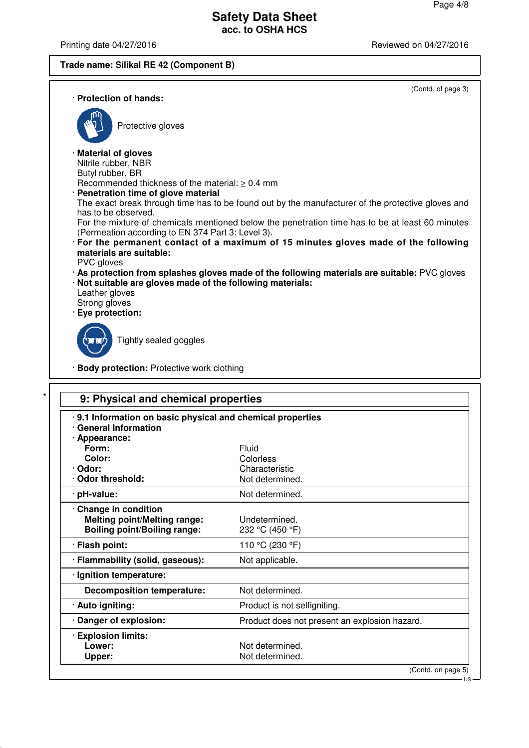**Trade name: Silikal RE 42 (Component B)**

(Contd. of page 3)

· **Protection of hands:**

Protective gloves

· **Material of gloves**
Nitrile rubber, NBR
Butyl rubber, BR
Recommended thickness of the material: ≥ 0.4 mm

· **Penetration time of glove material**
The exact break through time has to be found out by the manufacturer of the protective gloves and has to be observed.
For the mixture of chemicals mentioned below the penetration time has to be at least 60 minutes (Permeation according to EN 374 Part 3: Level 3).

· **For the permanent contact of a maximum of 15 minutes gloves made of the following materials are suitable:**
PVC gloves

· **As protection from splashes gloves made of the following materials are suitable:** PVC gloves

· **Not suitable are gloves made of the following materials:**
Leather gloves
Strong gloves

· **Eye protection:**

Tightly sealed goggles

· **Body protection:** Protective work clothing

## 9: Physical and chemical properties

· **9.1 Information on basic physical and chemical properties**
· **General Information**

| | |
|---|---|
| · **Appearance:** | |
| **Form:** | Fluid |
| **Color:** | Colorless |
| · **Odor:** | Characteristic |
| · **Odor threshold:** | Not determined. |
| · **pH-value:** | Not determined. |
| · **Change in condition** | |
| **Melting point/Melting range:** | Undetermined. |
| **Boiling point/Boiling range:** | 232 °C (450 °F) |
| · **Flash point:** | 110 °C (230 °F) |
| · **Flammability (solid, gaseous):** | Not applicable. |
| · **Ignition temperature:** | |
| **Decomposition temperature:** | Not determined. |
| · **Auto igniting:** | Product is not selfigniting. |
| · **Danger of explosion:** | Product does not present an explosion hazard. |
| · **Explosion limits:** | |
| **Lower:** | Not determined. |
| **Upper:** | Not determined. |

(Contd. on page 5)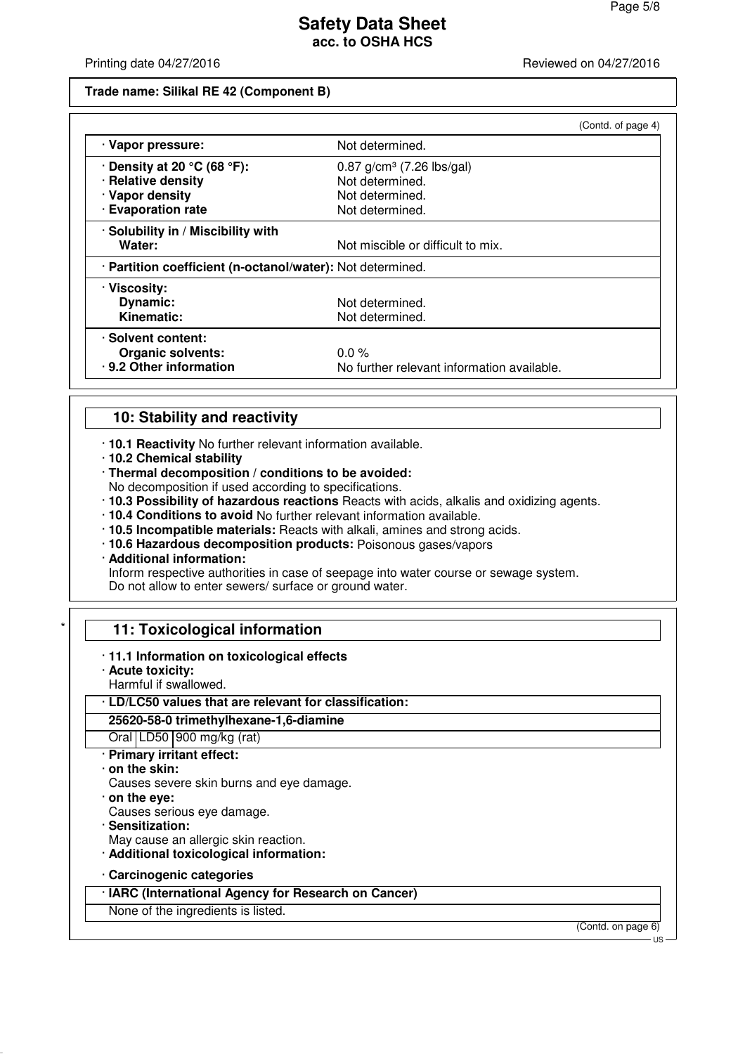**Trade name: Silikal RE 42 (Component B)**

(Contd. of page 4)

| | |
|---|---|
| · **Vapor pressure:** | Not determined. |
| · **Density at 20 °C (68 °F):** | 0.87 g/cm³ (7.26 lbs/gal) |
| · **Relative density** | Not determined. |
| · **Vapor density** | Not determined. |
| · **Evaporation rate** | Not determined. |
| · **Solubility in / Miscibility with** **Water:** | Not miscible or difficult to mix. |
| · **Partition coefficient (n-octanol/water):** | Not determined. |
| · **Viscosity:** | |
| **Dynamic:** | Not determined. |
| **Kinematic:** | Not determined. |
| · **Solvent content:** | |
| **Organic solvents:** | 0.0 % |
| · **9.2 Other information** | No further relevant information available. |

## 10: Stability and reactivity

· **10.1 Reactivity** No further relevant information available.
· **10.2 Chemical stability**
· **Thermal decomposition / conditions to be avoided:**
No decomposition if used according to specifications.
· **10.3 Possibility of hazardous reactions** Reacts with acids, alkalis and oxidizing agents.
· **10.4 Conditions to avoid** No further relevant information available.
· **10.5 Incompatible materials:** Reacts with alkali, amines and strong acids.
· **10.6 Hazardous decomposition products:** Poisonous gases/vapors
· **Additional information:**
Inform respective authorities in case of seepage into water course or sewage system.
Do not allow to enter sewers/ surface or ground water.

## * 11: Toxicological information

· **11.1 Information on toxicological effects**
· **Acute toxicity:**
Harmful if swallowed.

| · **LD/LC50 values that are relevant for classification:** | | |
|---|---|---|
| **25620-58-0 trimethylhexane-1,6-diamine** | | |
| Oral | LD50 | 900 mg/kg (rat) |

· **Primary irritant effect:**
· **on the skin:**
Causes severe skin burns and eye damage.
· **on the eye:**
Causes serious eye damage.
· **Sensitization:**
May cause an allergic skin reaction.
· **Additional toxicological information:**

· **Carcinogenic categories**

| · **IARC (International Agency for Research on Cancer)** |
|---|
| None of the ingredients is listed. |

(Contd. on page 6)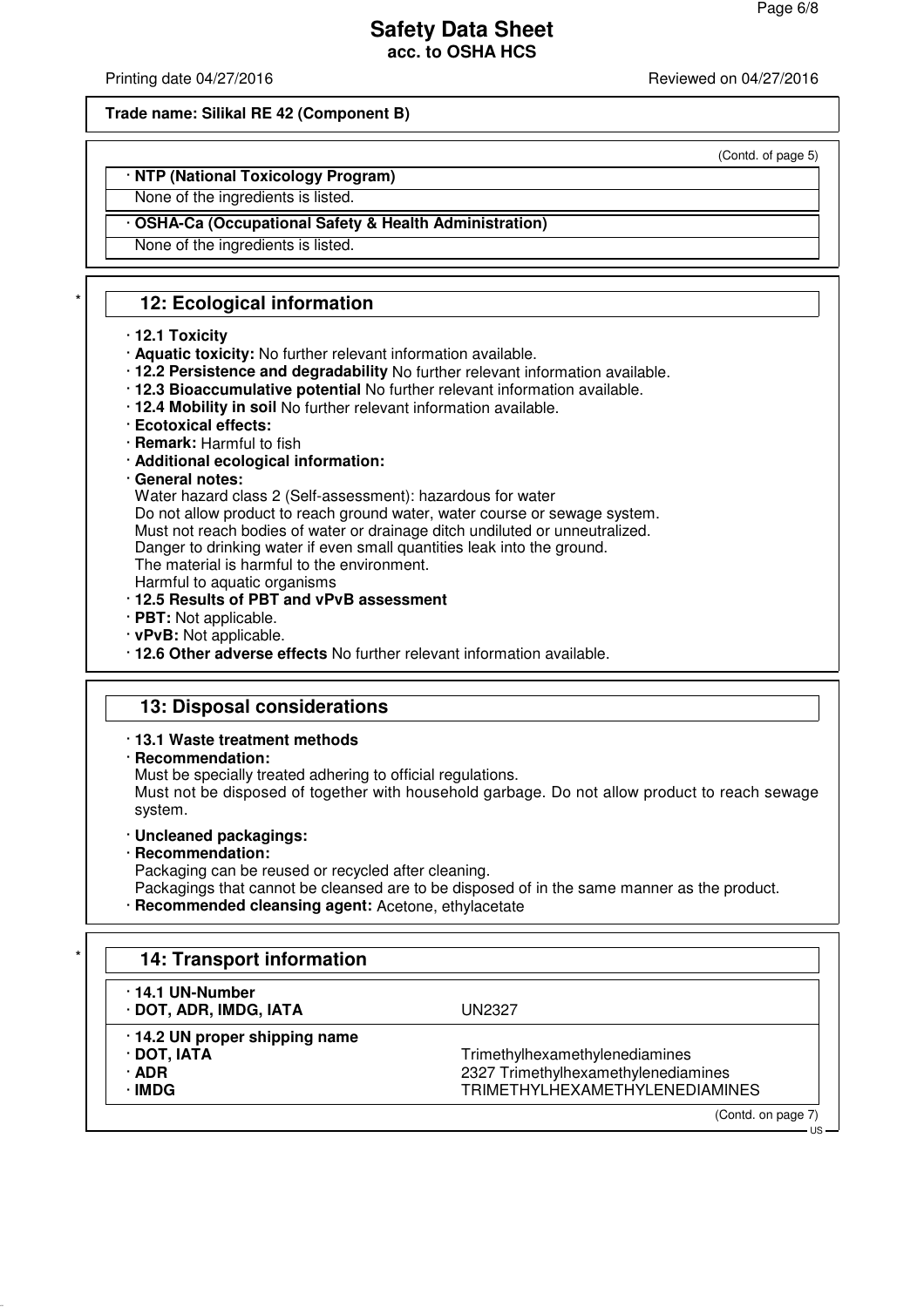**Safety Data Sheet**
**acc. to OSHA HCS**

Printing date 04/27/2016 Reviewed on 04/27/2016

**Trade name: Silikal RE 42 (Component B)**

(Contd. of page 5)

· **NTP (National Toxicology Program)**

None of the ingredients is listed.

· **OSHA-Ca (Occupational Safety & Health Administration)**

None of the ingredients is listed.

## 12: Ecological information

· **12.1 Toxicity**
· **Aquatic toxicity:** No further relevant information available.
· **12.2 Persistence and degradability** No further relevant information available.
· **12.3 Bioaccumulative potential** No further relevant information available.
· **12.4 Mobility in soil** No further relevant information available.
· **Ecotoxical effects:**
· **Remark:** Harmful to fish
· **Additional ecological information:**
· **General notes:**
Water hazard class 2 (Self-assessment): hazardous for water
Do not allow product to reach ground water, water course or sewage system.
Must not reach bodies of water or drainage ditch undiluted or unneutralized.
Danger to drinking water if even small quantities leak into the ground.
The material is harmful to the environment.
Harmful to aquatic organisms
· **12.5 Results of PBT and vPvB assessment**
· **PBT:** Not applicable.
· **vPvB:** Not applicable.
· **12.6 Other adverse effects** No further relevant information available.

## 13: Disposal considerations

· **13.1 Waste treatment methods**
· **Recommendation:**
Must be specially treated adhering to official regulations.
Must not be disposed of together with household garbage. Do not allow product to reach sewage system.

· **Uncleaned packagings:**
· **Recommendation:**
Packaging can be reused or recycled after cleaning.
Packagings that cannot be cleansed are to be disposed of in the same manner as the product.
· **Recommended cleansing agent:** Acetone, ethylacetate

## 14: Transport information

| · **14.1 UN-Number** | |
|---|---|
| · **DOT, ADR, IMDG, IATA** | UN2327 |
| · **14.2 UN proper shipping name** | |
| · **DOT, IATA** | Trimethylhexamethylenediamines |
| · **ADR** | 2327 Trimethylhexamethylenediamines |
| · **IMDG** | TRIMETHYLHEXAMETHYLENEDIAMINES |

(Contd. on page 7)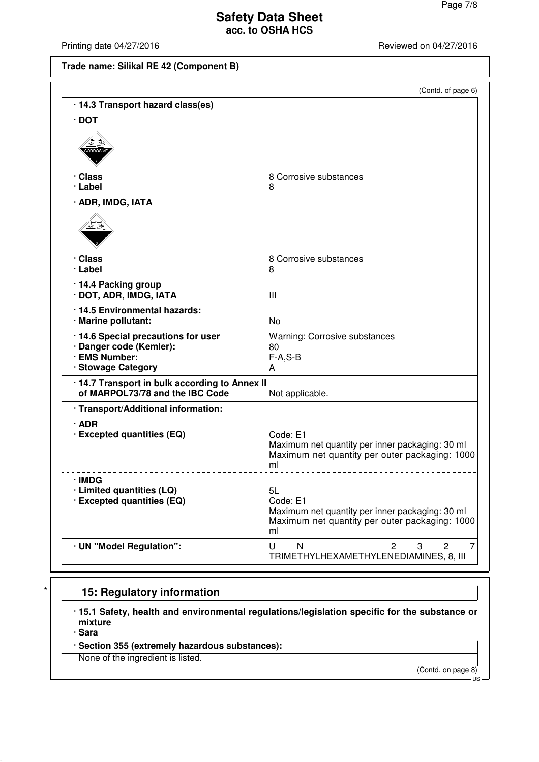**Trade name: Silikal RE 42 (Component B)**

(Contd. of page 6)

· **14.3 Transport hazard class(es)**

· **DOT**

| | |
|---|---|
| · **Class** | 8 Corrosive substances |
| · **Label** | 8 |

· **ADR, IMDG, IATA**

| | |
|---|---|
| · **Class** | 8 Corrosive substances |
| · **Label** | 8 |

| | |
|---|---|
| · **14.4 Packing group** | |
| · **DOT, ADR, IMDG, IATA** | III |
| · **14.5 Environmental hazards:** | |
| · **Marine pollutant:** | No |
| · **14.6 Special precautions for user** | Warning: Corrosive substances |
| · **Danger code (Kemler):** | 80 |
| · **EMS Number:** | F-A,S-B |
| · **Stowage Category** | A |
| · **14.7 Transport in bulk according to Annex II of MARPOL73/78 and the IBC Code** | Not applicable. |

· **Transport/Additional information:**

· **ADR**

| | |
|---|---|
| · **Excepted quantities (EQ)** | Code: E1<br>Maximum net quantity per inner packaging: 30 ml<br>Maximum net quantity per outer packaging: 1000 ml |

· **IMDG**

| | |
|---|---|
| · **Limited quantities (LQ)** | 5L |
| · **Excepted quantities (EQ)** | Code: E1<br>Maximum net quantity per inner packaging: 30 ml<br>Maximum net quantity per outer packaging: 1000 ml |

| | |
|---|---|
| · **UN "Model Regulation":** | UN 2327 TRIMETHYLHEXAMETHYLENEDIAMINES, 8, III |

\* 

## 15: Regulatory information

· **15.1 Safety, health and environmental regulations/legislation specific for the substance or mixture**

· **Sara**

· **Section 355 (extremely hazardous substances):**

None of the ingredient is listed.

(Contd. on page 8)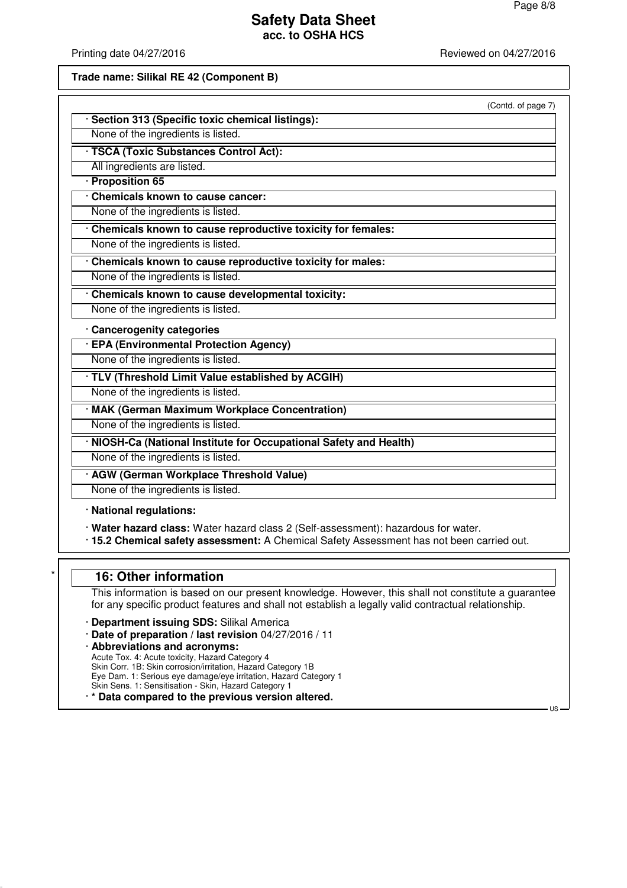(Contd. of page 7)

· **Section 313 (Specific toxic chemical listings):**

None of the ingredients is listed.

· **TSCA (Toxic Substances Control Act):**

All ingredients are listed.

· **Proposition 65**

· **Chemicals known to cause cancer:**

None of the ingredients is listed.

· **Chemicals known to cause reproductive toxicity for females:**

None of the ingredients is listed.

· **Chemicals known to cause reproductive toxicity for males:**

None of the ingredients is listed.

· **Chemicals known to cause developmental toxicity:**

None of the ingredients is listed.

· **Cancerogenity categories**

· **EPA (Environmental Protection Agency)**

None of the ingredients is listed.

· **TLV (Threshold Limit Value established by ACGIH)**

None of the ingredients is listed.

· **MAK (German Maximum Workplace Concentration)**

None of the ingredients is listed.

· **NIOSH-Ca (National Institute for Occupational Safety and Health)**

None of the ingredients is listed.

· **AGW (German Workplace Threshold Value)**

None of the ingredients is listed.

· **National regulations:**

· **Water hazard class:** Water hazard class 2 (Self-assessment): hazardous for water.

· **15.2 Chemical safety assessment:** A Chemical Safety Assessment has not been carried out.

## * 16: Other information

This information is based on our present knowledge. However, this shall not constitute a guarantee for any specific product features and shall not establish a legally valid contractual relationship.

· **Department issuing SDS:** Silikal America

· **Date of preparation / last revision** 04/27/2016 / 11

· **Abbreviations and acronyms:**

Acute Tox. 4: Acute toxicity, Hazard Category 4
Skin Corr. 1B: Skin corrosion/irritation, Hazard Category 1B
Eye Dam. 1: Serious eye damage/eye irritation, Hazard Category 1
Skin Sens. 1: Sensitisation - Skin, Hazard Category 1

· **\* Data compared to the previous version altered.**